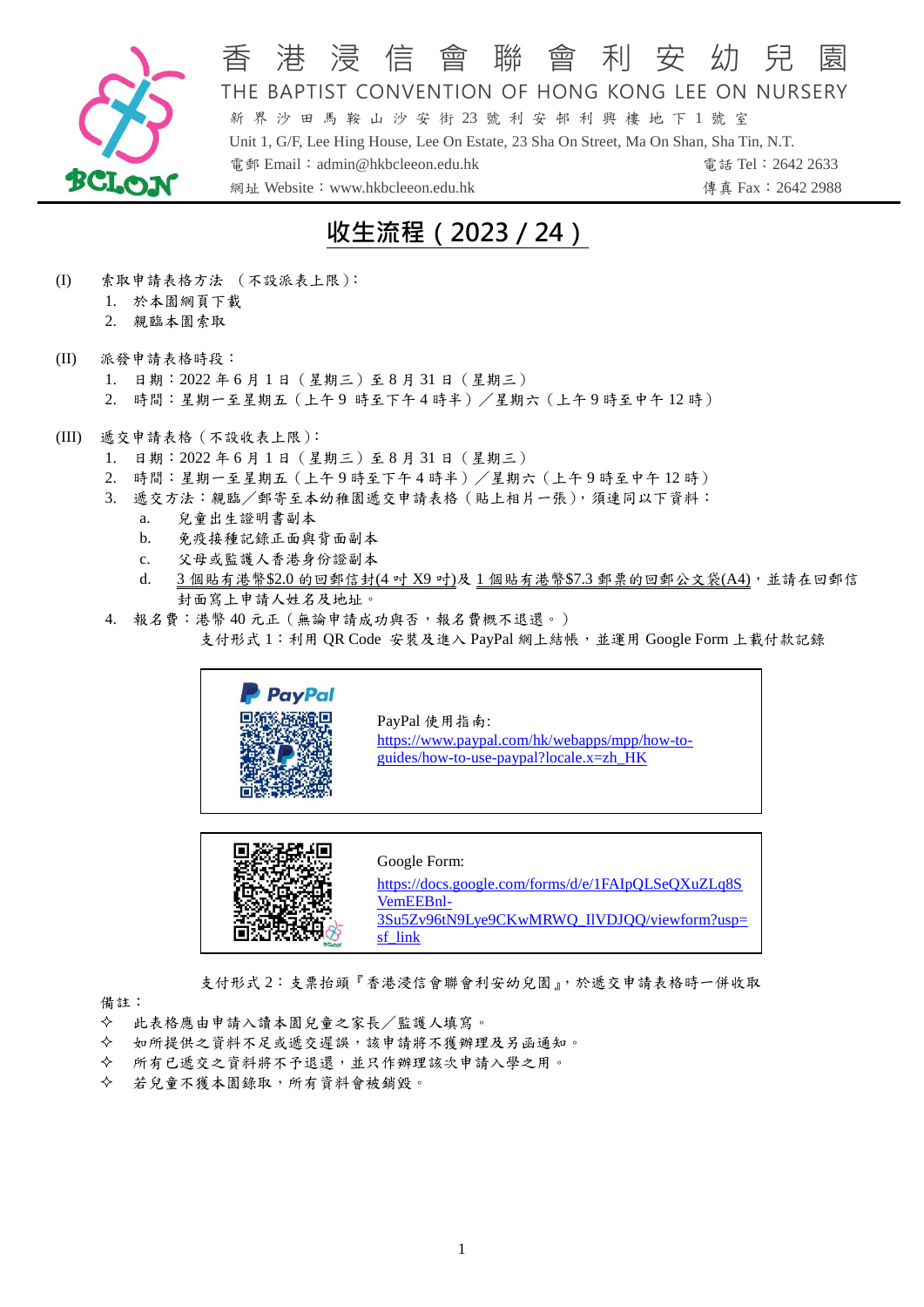# 香港浸信會聯會利安幼兒園

THE BAPTIST CONVENTION OF HONG KONG LEE ON NURSERY

新界沙田馬鞍山沙安街 23 號利安邨利興樓地下 1 號室

Unit 1, G/F, Lee Hing House, Lee On Estate, 23 Sha On Street, Ma On Shan, Sha Tin, N.T.

電郵 Email：admin@hkbcleeon.edu.hk　　電話 Tel：2642 2633

網址 Website：www.hkbcleeon.edu.hk　　傳真 Fax：2642 2988

## 收生流程（2023 / 24）

(I) 索取申請表格方法 （不設派表上限）：

1. 於本園網頁下載
2. 親臨本園索取

(II) 派發申請表格時段：

1. 日期：2022 年 6 月 1 日（星期三）至 8 月 31 日（星期三）
2. 時間：星期一至星期五（上午 9 時至下午 4 時半）／星期六（上午 9 時至中午 12 時）

(III) 遞交申請表格（不設收表上限）：

1. 日期：2022 年 6 月 1 日（星期三）至 8 月 31 日（星期三）
2. 時間：星期一至星期五（上午 9 時至下午 4 時半）／星期六（上午 9 時至中午 12 時）
3. 遞交方法：親臨／郵寄至本幼稚園遞交申請表格（貼上相片一張），須連同以下資料：
   a. 兒童出生證明書副本
   b. 免疫接種記錄正面與背面副本
   c. 父母或監護人香港身份證副本
   d. 3 個貼有港幣$2.0 的回郵信封(4 吋 X9 吋)及 1 個貼有港幣$7.3 郵票的回郵公文袋(A4)，並請在回郵信封面寫上申請人姓名及地址。
4. 報名費：港幣 40 元正（無論申請成功與否，報名費概不退還。）

   支付形式 1：利用 QR Code 安裝及進入 PayPal 網上結帳，並運用 Google Form 上載付款記錄

   PayPal

   PayPal 使用指南:
   https://www.paypal.com/hk/webapps/mpp/how-to-guides/how-to-use-paypal?locale.x=zh_HK

   Google Form:
   https://docs.google.com/forms/d/e/1FAIpQLSeQXuZLq8SVemEEBnl-3Su5Zv96tN9Lye9CKwMRWQ_IlVDJQQ/viewform?usp=sf_link

   支付形式 2：支票抬頭『香港浸信會聯會利安幼兒園』，於遞交申請表格時一併收取

備註：

✧ 此表格應由申請入讀本園兒童之家長／監護人填寫。
✧ 如所提供之資料不足或遞交遲誤，該申請將不獲辦理及另函通知。
✧ 所有已遞交之資料將不予退還，並只作辦理該次申請入學之用。
✧ 若兒童不獲本園錄取，所有資料會被銷毀。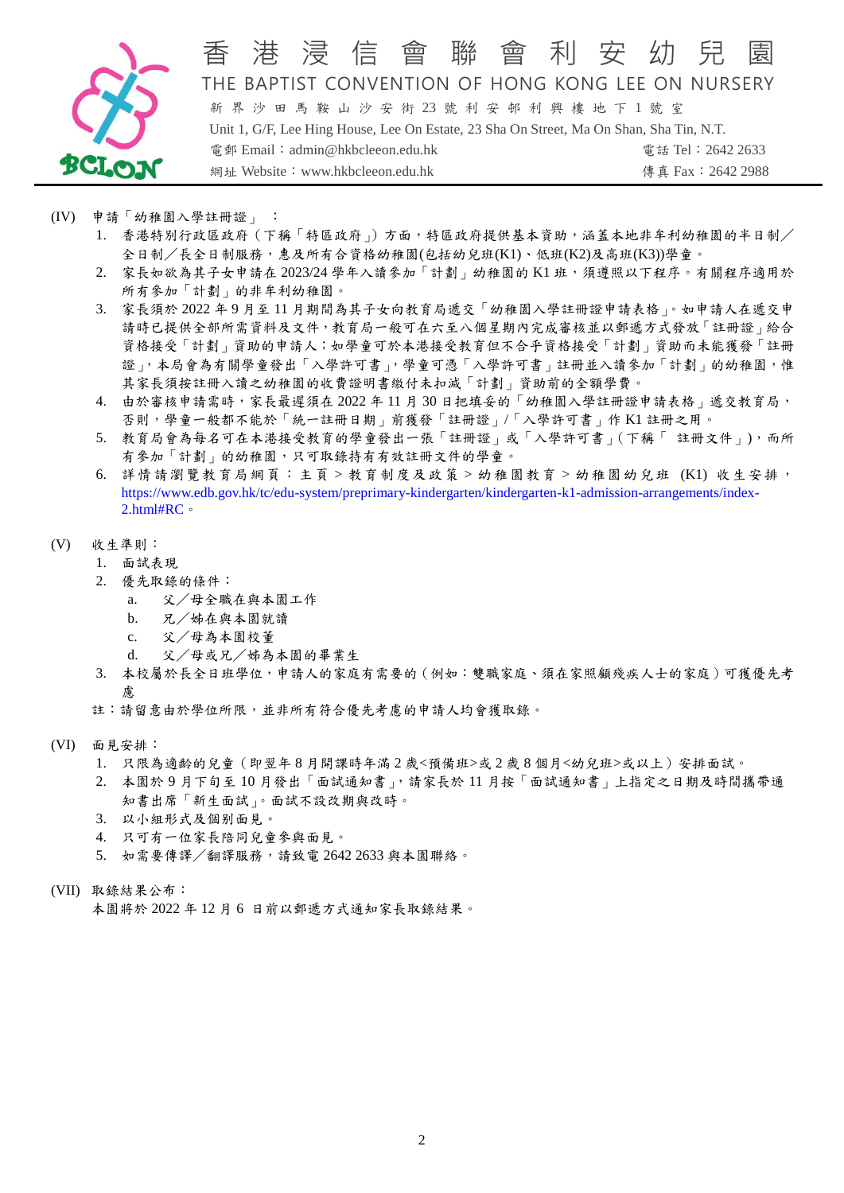(IV) 申請「幼稚園入學註冊證」：

1. 香港特別行政區政府（下稱「特區政府」）方面，特區政府提供基本資助，涵蓋本地非牟利幼稚園的半日制／全日制／長全日制服務，惠及所有合資格幼稚園(包括幼兒班(K1)、低班(K2)及高班(K3))學童。
2. 家長如欲為其子女申請在 2023/24 學年入讀參加「計劃」幼稚園的 K1 班，須遵照以下程序。有關程序適用於所有參加「計劃」的非牟利幼稚園。
3. 家長須於 2022 年 9 月至 11 月期間為其子女向教育局遞交「幼稚園入學註冊證申請表格」。如申請人在遞交申請時已提供全部所需資料及文件，教育局一般可在六至八個星期內完成審核並以郵遞方式發放「註冊證」給合資格接受「計劃」資助的申請人；如學童可於本港接受教育但不合乎資格接受「計劃」資助而未能獲發「註冊證」，本局會為有關學童發出「入學許可書」，學童可憑「入學許可書」註冊並入讀參加「計劃」的幼稚園，惟其家長須按註冊入讀之幼稚園的收費證明書繳付未扣減「計劃」資助前的全額學費。
4. 由於審核申請需時，家長最遲須在 2022 年 11 月 30 日把填妥的「幼稚園入學註冊證申請表格」遞交教育局，否則，學童一般都不能於「統一註冊日期」前獲發「註冊證」/「入學許可書」作 K1 註冊之用。
5. 教育局會為每名可在本港接受教育的學童發出一張「註冊證」或「入學許可書」(下稱「 註冊文件」)，而所有參加「計劃」的幼稚園，只可取錄持有有效註冊文件的學童。
6. 詳情請瀏覽教育局網頁：主頁 > 教育制度及政策 > 幼稚園教育 > 幼稚園幼兒班 (K1) 收生安排，https://www.edb.gov.hk/tc/edu-system/preprimary-kindergarten/kindergarten-k1-admission-arrangements/index-2.html#RC。

(V) 收生準則：

1. 面試表現
2. 優先取錄的條件：
   a. 父／母全職在與本園工作
   b. 兄／姊在與本園就讀
   c. 父／母為本園校董
   d. 父／母或兄／姊為本園的畢業生
3. 本校屬於長全日班學位，申請人的家庭有需要的(例如：雙職家庭、須在家照顧殘疾人士的家庭)可獲優先考慮

註：請留意由於學位所限，並非所有符合優先考慮的申請人均會獲取錄。

(VI) 面見安排：

1. 只限為適齡的兒童(即翌年 8 月開課時年滿 2 歲<預備班>或 2 歲 8 個月<幼兒班>或以上)安排面試。
2. 本園於 9 月下旬至 10 月發出「面試通知書」，請家長於 11 月按「面試通知書」上指定之日期及時間攜帶通知書出席「新生面試」。面試不設改期與改時。
3. 以小組形式及個別面見。
4. 只可有一位家長陪同兒童參與面見。
5. 如需要傳譯／翻譯服務，請致電 2642 2633 與本園聯絡。

(VII) 取錄結果公布：

本園將於 2022 年 12 月 6 日前以郵遞方式通知家長取錄結果。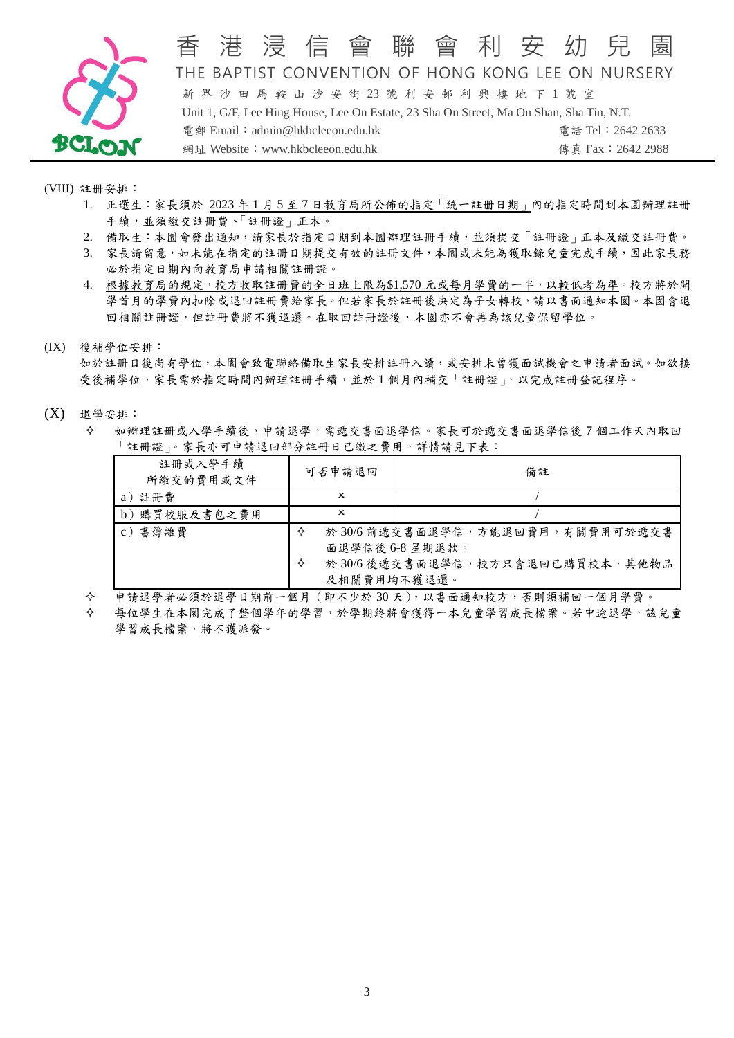# 香港浸信會聯會利安幼兒園

THE BAPTIST CONVENTION OF HONG KONG LEE ON NURSERY

新界沙田馬鞍山沙安街 23 號利安邨利興樓地下 1 號室

Unit 1, G/F, Lee Hing House, Lee On Estate, 23 Sha On Street, Ma On Shan, Sha Tin, N.T.

電郵 Email：admin@hkbcleeon.edu.hk　電話 Tel：2642 2633

網址 Website：www.hkbcleeon.edu.hk　傳真 Fax：2642 2988

(VIII) 註冊安排：

1. 正選生：家長須於 2023 年 1 月 5 至 7 日教育局所公佈的指定「統一註冊日期」內的指定時間到本園辦理註冊手續，並須繳交註冊費、「註冊證」正本。
2. 備取生：本園會發出通知，請家長於指定日期到本園辦理註冊手續，並須提交「註冊證」正本及繳交註冊費。
3. 家長請留意，如未能在指定的註冊日期提交有效的註冊文件，本園或未能為獲取錄兒童完成手續，因此家長務必於指定日期內向教育局申請相關註冊證。
4. 根據教育局的規定，校方收取註冊費的全日班上限為$1,570 元或每月學費的一半，以較低者為準。校方將於開學首月的學費內扣除或退回註冊費給家長。但若家長於註冊後決定為子女轉校，請以書面通知本園。本園會退回相關註冊證，但註冊費將不獲退還。在取回註冊證後，本園亦不會再為該兒童保留學位。

(IX) 後補學位安排：

如於註冊日後尚有學位，本園會致電聯絡備取生家長安排註冊入讀，或安排未曾獲面試機會之申請者面試。如欲接受後補學位，家長需於指定時間內辦理註冊手續，並於 1 個月內補交「註冊證」，以完成註冊登記程序。

(X) 退學安排：

✧ 如辦理註冊或入學手續後，申請退學，需遞交書面退學信。家長可於遞交書面退學信後 7 個工作天內取回「註冊證」。家長亦可申請退回部分註冊日已繳之費用，詳情請見下表：

| 註冊或入學手續所繳交的費用或文件 | 可否申請退回 | 備註 |
|---|---|---|
| a）註冊費 | × | / |
| b）購買校服及書包之費用 | × | / |
| c）書簿雜費 | ✧ 於 30/6 前遞交書面退學信，方能退回費用，有關費用可於遞交書面退學信後 6-8 星期退款。<br>✧ 於 30/6 後遞交書面退學信，校方只會退回已購買校本，其他物品及相關費用均不獲退還。 | |

✧ 申請退學者必須於退學日期前一個月（即不少於 30 天），以書面通知校方，否則須補回一個月學費。

✧ 每位學生在本園完成了整個學年的學習，於學期終將會獲得一本兒童學習成長檔案。若中途退學，該兒童學習成長檔案，將不獲派發。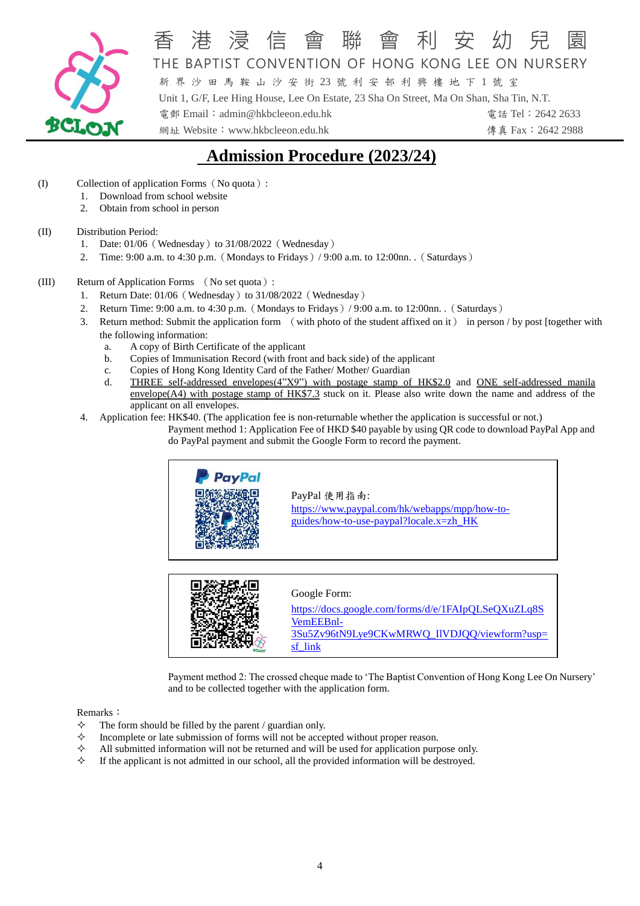香 港 浸 信 會 聯 會 利 安 幼 兒 園

THE BAPTIST CONVENTION OF HONG KONG LEE ON NURSERY

新 界 沙 田 馬 鞍 山 沙 安 街 23 號 利 安 邨 利 興 樓 地 下 1 號 室

Unit 1, G/F, Lee Hing House, Lee On Estate, 23 Sha On Street, Ma On Shan, Sha Tin, N.T.

電郵 Email：admin@hkbcleeon.edu.hk　　電話 Tel：2642 2633

網址 Website：www.hkbcleeon.edu.hk　　傳真 Fax：2642 2988

# Admission Procedure (2023/24)

(I) Collection of application Forms（No quota）:

1. Download from school website
2. Obtain from school in person

(II) Distribution Period:

1. Date: 01/06（Wednesday）to 31/08/2022（Wednesday）
2. Time: 9:00 a.m. to 4:30 p.m.（Mondays to Fridays）/ 9:00 a.m. to 12:00nn. .（Saturdays）

(III) Return of Application Forms （No set quota）:

1. Return Date: 01/06（Wednesday）to 31/08/2022（Wednesday）
2. Return Time: 9:00 a.m. to 4:30 p.m.（Mondays to Fridays）/ 9:00 a.m. to 12:00nn. .（Saturdays）
3. Return method: Submit the application form （with photo of the student affixed on it） in person / by post [together with the following information:
   a. A copy of Birth Certificate of the applicant
   b. Copies of Immunisation Record (with front and back side) of the applicant
   c. Copies of Hong Kong Identity Card of the Father/ Mother/ Guardian
   d. <u>THREE self-addressed envelopes(4"X9") with postage stamp of HK$2.0</u> and <u>ONE self-addressed manila envelope(A4) with postage stamp of HK$7.3</u> stuck on it. Please also write down the name and address of the applicant on all envelopes.
4. Application fee: HK$40. (The application fee is non-returnable whether the application is successful or not.)

   Payment method 1: Application Fee of HKD $40 payable by using QR code to download PayPal App and do PayPal payment and submit the Google Form to record the payment.

   PayPal

   PayPal 使用指南:
   https://www.paypal.com/hk/webapps/mpp/how-to-guides/how-to-use-paypal?locale.x=zh_HK

   Google Form:
   https://docs.google.com/forms/d/e/1FAIpQLSeQXuZLq8SVemEEBnl-3Su5Zv96tN9Lye9CKwMRWQ_IlVDJQQ/viewform?usp=sf_link

   Payment method 2: The crossed cheque made to 'The Baptist Convention of Hong Kong Lee On Nursery' and to be collected together with the application form.

Remarks：

- ✧ The form should be filled by the parent / guardian only.
- ✧ Incomplete or late submission of forms will not be accepted without proper reason.
- ✧ All submitted information will not be returned and will be used for application purpose only.
- ✧ If the applicant is not admitted in our school, all the provided information will be destroyed.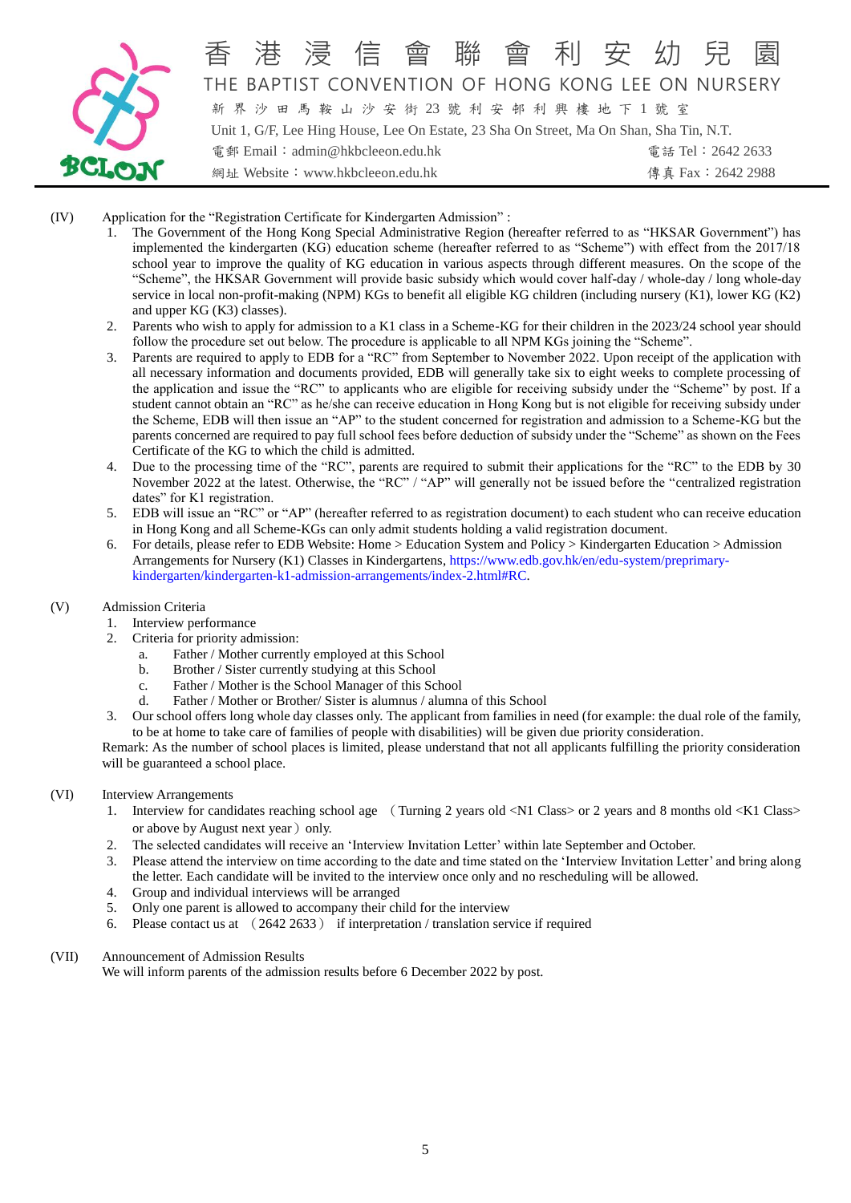# 香 港 浸 信 會 聯 會 利 安 幼 兒 園

THE BAPTIST CONVENTION OF HONG KONG LEE ON NURSERY

新界沙田馬鞍山沙安街 23 號利安邨利興樓地下 1 號室

Unit 1, G/F, Lee Hing House, Lee On Estate, 23 Sha On Street, Ma On Shan, Sha Tin, N.T.

電郵 Email：admin@hkbcleeon.edu.hk 電話 Tel：2642 2633

網址 Website：www.hkbcleeon.edu.hk 傳真 Fax：2642 2988

(IV) Application for the "Registration Certificate for Kindergarten Admission" :

1. The Government of the Hong Kong Special Administrative Region (hereafter referred to as "HKSAR Government") has implemented the kindergarten (KG) education scheme (hereafter referred to as "Scheme") with effect from the 2017/18 school year to improve the quality of KG education in various aspects through different measures. On the scope of the "Scheme", the HKSAR Government will provide basic subsidy which would cover half-day / whole-day / long whole-day service in local non-profit-making (NPM) KGs to benefit all eligible KG children (including nursery (K1), lower KG (K2) and upper KG (K3) classes).
2. Parents who wish to apply for admission to a K1 class in a Scheme-KG for their children in the 2023/24 school year should follow the procedure set out below. The procedure is applicable to all NPM KGs joining the "Scheme".
3. Parents are required to apply to EDB for a "RC" from September to November 2022. Upon receipt of the application with all necessary information and documents provided, EDB will generally take six to eight weeks to complete processing of the application and issue the "RC" to applicants who are eligible for receiving subsidy under the "Scheme" by post. If a student cannot obtain an "RC" as he/she can receive education in Hong Kong but is not eligible for receiving subsidy under the Scheme, EDB will then issue an "AP" to the student concerned for registration and admission to a Scheme-KG but the parents concerned are required to pay full school fees before deduction of subsidy under the "Scheme" as shown on the Fees Certificate of the KG to which the child is admitted.
4. Due to the processing time of the "RC", parents are required to submit their applications for the "RC" to the EDB by 30 November 2022 at the latest. Otherwise, the "RC" / "AP" will generally not be issued before the "centralized registration dates" for K1 registration.
5. EDB will issue an "RC" or "AP" (hereafter referred to as registration document) to each student who can receive education in Hong Kong and all Scheme-KGs can only admit students holding a valid registration document.
6. For details, please refer to EDB Website: Home > Education System and Policy > Kindergarten Education > Admission Arrangements for Nursery (K1) Classes in Kindergartens, https://www.edb.gov.hk/en/edu-system/preprimary-kindergarten/kindergarten-k1-admission-arrangements/index-2.html#RC.

(V) Admission Criteria

1. Interview performance
2. Criteria for priority admission:
   a. Father / Mother currently employed at this School
   b. Brother / Sister currently studying at this School
   c. Father / Mother is the School Manager of this School
   d. Father / Mother or Brother/ Sister is alumnus / alumna of this School
3. Our school offers long whole day classes only. The applicant from families in need (for example: the dual role of the family, to be at home to take care of families of people with disabilities) will be given due priority consideration.

Remark: As the number of school places is limited, please understand that not all applicants fulfilling the priority consideration will be guaranteed a school place.

(VI) Interview Arrangements

1. Interview for candidates reaching school age （Turning 2 years old <N1 Class> or 2 years and 8 months old <K1 Class> or above by August next year）only.
2. The selected candidates will receive an 'Interview Invitation Letter' within late September and October.
3. Please attend the interview on time according to the date and time stated on the 'Interview Invitation Letter' and bring along the letter. Each candidate will be invited to the interview once only and no rescheduling will be allowed.
4. Group and individual interviews will be arranged
5. Only one parent is allowed to accompany their child for the interview
6. Please contact us at （2642 2633） if interpretation / translation service if required

(VII) Announcement of Admission Results

We will inform parents of the admission results before 6 December 2022 by post.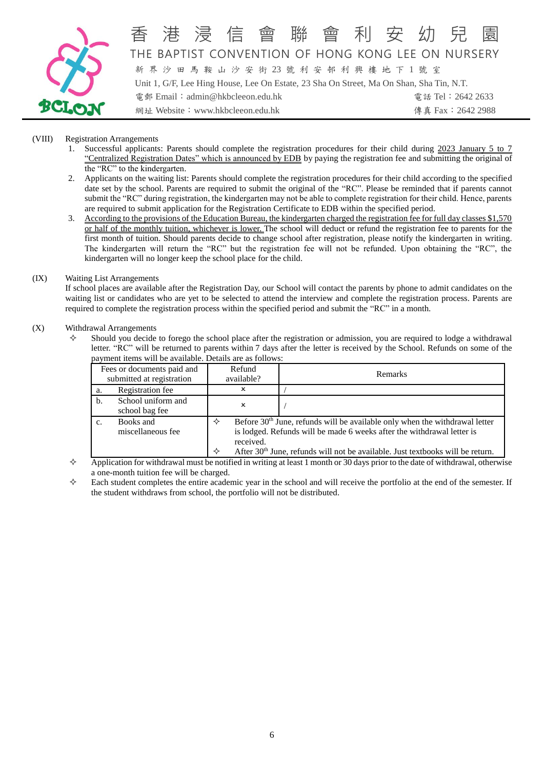香 港 浸 信 會 聯 會 利 安 幼 兒 園

THE BAPTIST CONVENTION OF HONG KONG LEE ON NURSERY

新 界 沙 田 馬 鞍 山 沙 安 街 23 號 利 安 邨 利 興 樓 地 下 1 號 室

Unit 1, G/F, Lee Hing House, Lee On Estate, 23 Sha On Street, Ma On Shan, Sha Tin, N.T.

電郵 Email：admin@hkbcleeon.edu.hk 電話 Tel：2642 2633

網址 Website：www.hkbcleeon.edu.hk 傳真 Fax：2642 2988

(VIII) Registration Arrangements

1. Successful applicants: Parents should complete the registration procedures for their child during 2023 January 5 to 7 "Centralized Registration Dates" which is announced by EDB by paying the registration fee and submitting the original of the "RC" to the kindergarten.
2. Applicants on the waiting list: Parents should complete the registration procedures for their child according to the specified date set by the school. Parents are required to submit the original of the "RC". Please be reminded that if parents cannot submit the "RC" during registration, the kindergarten may not be able to complete registration for their child. Hence, parents are required to submit application for the Registration Certificate to EDB within the specified period.
3. According to the provisions of the Education Bureau, the kindergarten charged the registration fee for full day classes $1,570 or half of the monthly tuition, whichever is lower. The school will deduct or refund the registration fee to parents for the first month of tuition. Should parents decide to change school after registration, please notify the kindergarten in writing. The kindergarten will return the "RC" but the registration fee will not be refunded. Upon obtaining the "RC", the kindergarten will no longer keep the school place for the child.

(IX) Waiting List Arrangements

If school places are available after the Registration Day, our School will contact the parents by phone to admit candidates on the waiting list or candidates who are yet to be selected to attend the interview and complete the registration process. Parents are required to complete the registration process within the specified period and submit the "RC" in a month.

(X) Withdrawal Arrangements

- ✧ Should you decide to forego the school place after the registration or admission, you are required to lodge a withdrawal letter. "RC" will be returned to parents within 7 days after the letter is received by the School. Refunds on some of the payment items will be available. Details are as follows:

| Fees or documents paid and submitted at registration | Refund available? | Remarks |
|---|---|---|
| a. Registration fee | × | / |
| b. School uniform and school bag fee | × | / |
| c. Books and miscellaneous fee | ✧ Before 30th June, refunds will be available only when the withdrawal letter is lodged. Refunds will be made 6 weeks after the withdrawal letter is received. ✧ After 30th June, refunds will not be available. Just textbooks will be return. | |

- ✧ Application for withdrawal must be notified in writing at least 1 month or 30 days prior to the date of withdrawal, otherwise a one-month tuition fee will be charged.
- ✧ Each student completes the entire academic year in the school and will receive the portfolio at the end of the semester. If the student withdraws from school, the portfolio will not be distributed.